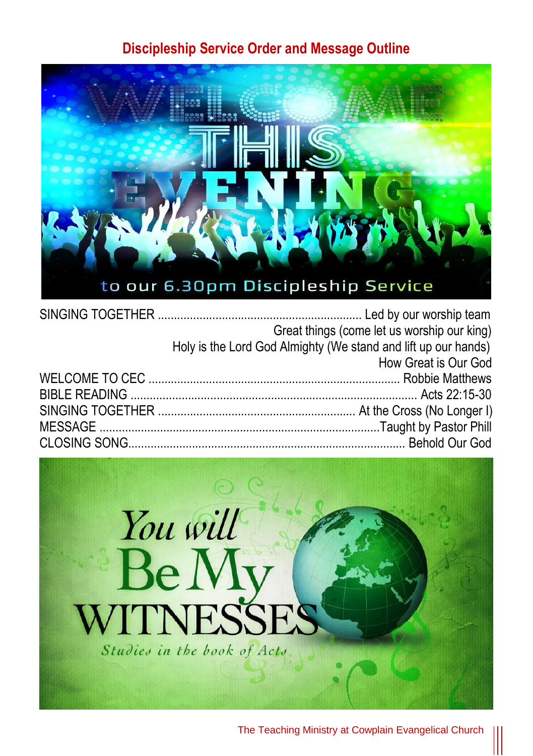## Discipleship Service Order and Message Outline

WELCOME THIS EVENING to our 6.30pm Discipleship Service

SINGING TOGETHER ............................................................... Led by our worship team
Great things (come let us worship our king)
Holy is the Lord God Almighty (We stand and lift up our hands)
How Great is Our God

WELCOME TO CEC ............................................................................ Robbie Matthews

BIBLE READING ........................................................................................ Acts 22:15-30

SINGING TOGETHER ............................................................ At the Cross (No Longer I)

MESSAGE .......................................................................................Taught by Pastor Phill

CLOSING SONG..................................................................................... Behold Our God

You will Be My WITNESSES

*Studies in the book of Acts*

The Teaching Ministry at Cowplain Evangelical Church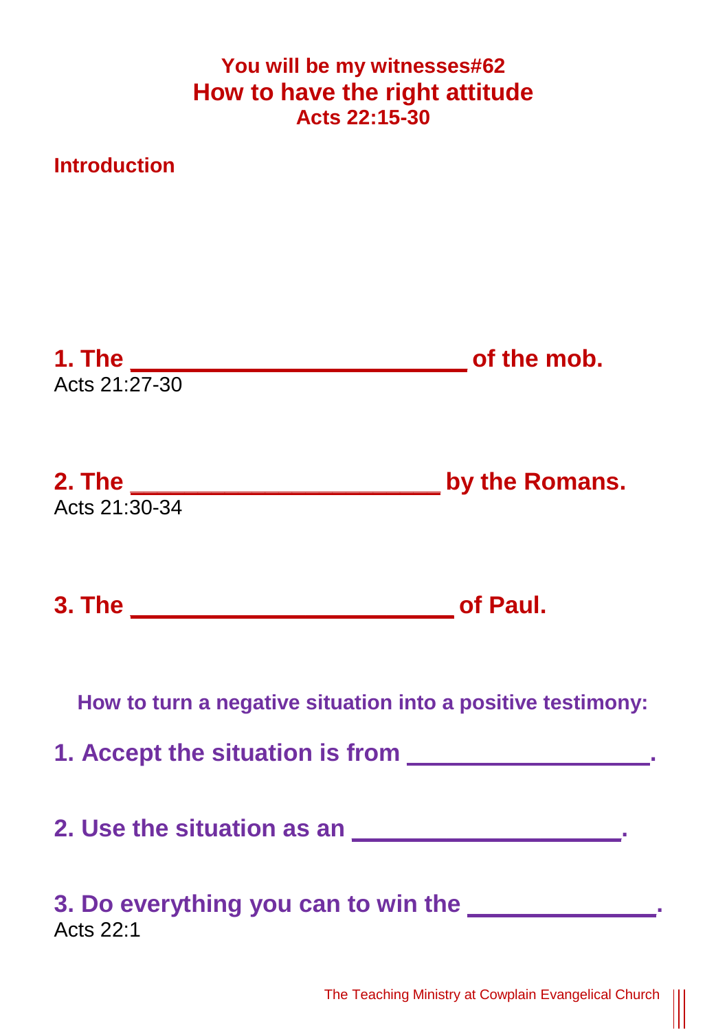### You will be my witnesses#62

# How to have the right attitude

### Acts 22:15-30

**Introduction**

**1. The \_\_\_\_\_\_\_\_\_\_\_\_\_\_\_\_\_\_\_\_\_\_\_\_\_\_ of the mob.**
Acts 21:27-30

**2. The \_\_\_\_\_\_\_\_\_\_\_\_\_\_\_\_\_\_\_\_\_\_\_\_\_ by the Romans.**
Acts 21:30-34

**3. The \_\_\_\_\_\_\_\_\_\_\_\_\_\_\_\_\_\_\_\_\_\_\_\_\_ of Paul.**

**How to turn a negative situation into a positive testimony:**

**1. Accept the situation is from \_\_\_\_\_\_\_\_\_\_\_\_\_\_\_\_\_\_\_.**

**2. Use the situation as an \_\_\_\_\_\_\_\_\_\_\_\_\_\_\_\_\_\_\_\_\_.**

**3. Do everything you can to win the \_\_\_\_\_\_\_\_\_\_\_\_\_\_\_.**
Acts 22:1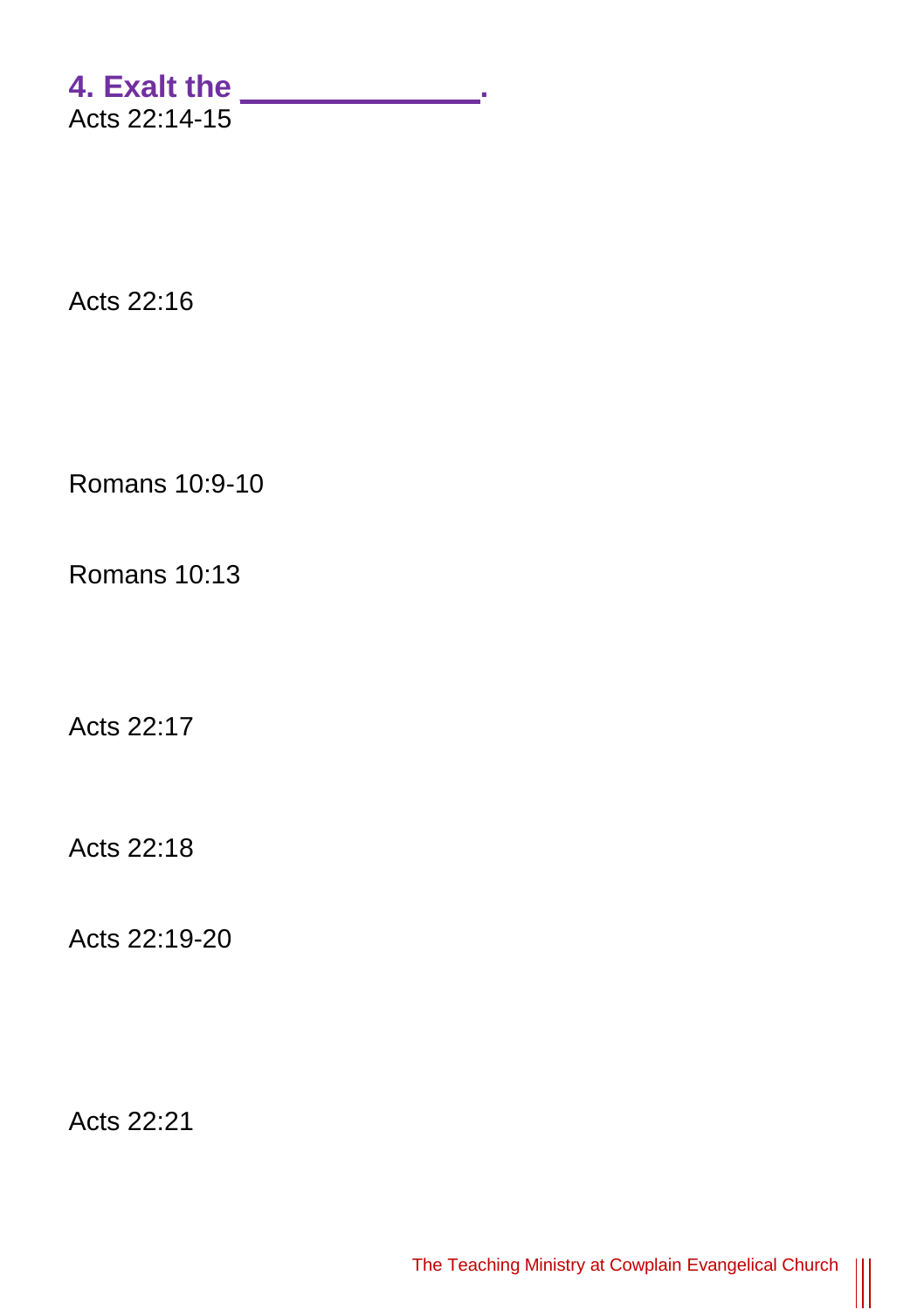## 4. Exalt the _______________.

Acts 22:14-15

Acts 22:16

Romans 10:9-10

Romans 10:13

Acts 22:17

Acts 22:18

Acts 22:19-20

Acts 22:21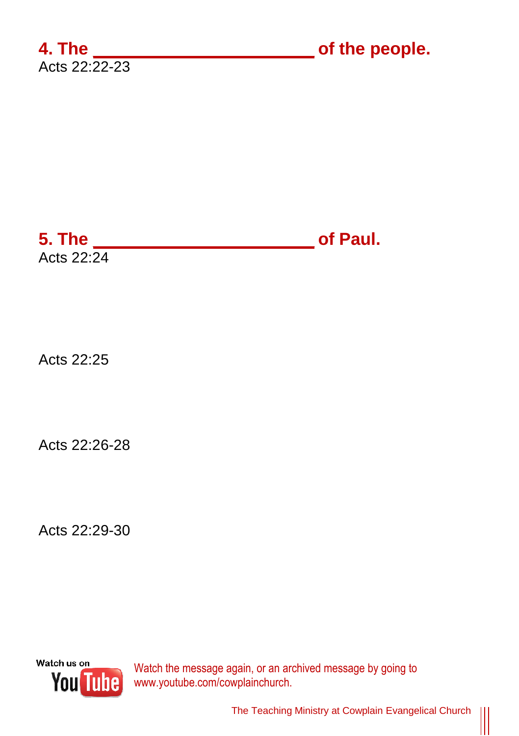## 4. The ________________________ of the people.

Acts 22:22-23

## 5. The ________________________ of Paul.

Acts 22:24

Acts 22:25

Acts 22:26-28

Acts 22:29-30

Watch us on YouTube

Watch the message again, or an archived message by going to www.youtube.com/cowplainchurch.

The Teaching Ministry at Cowplain Evangelical Church